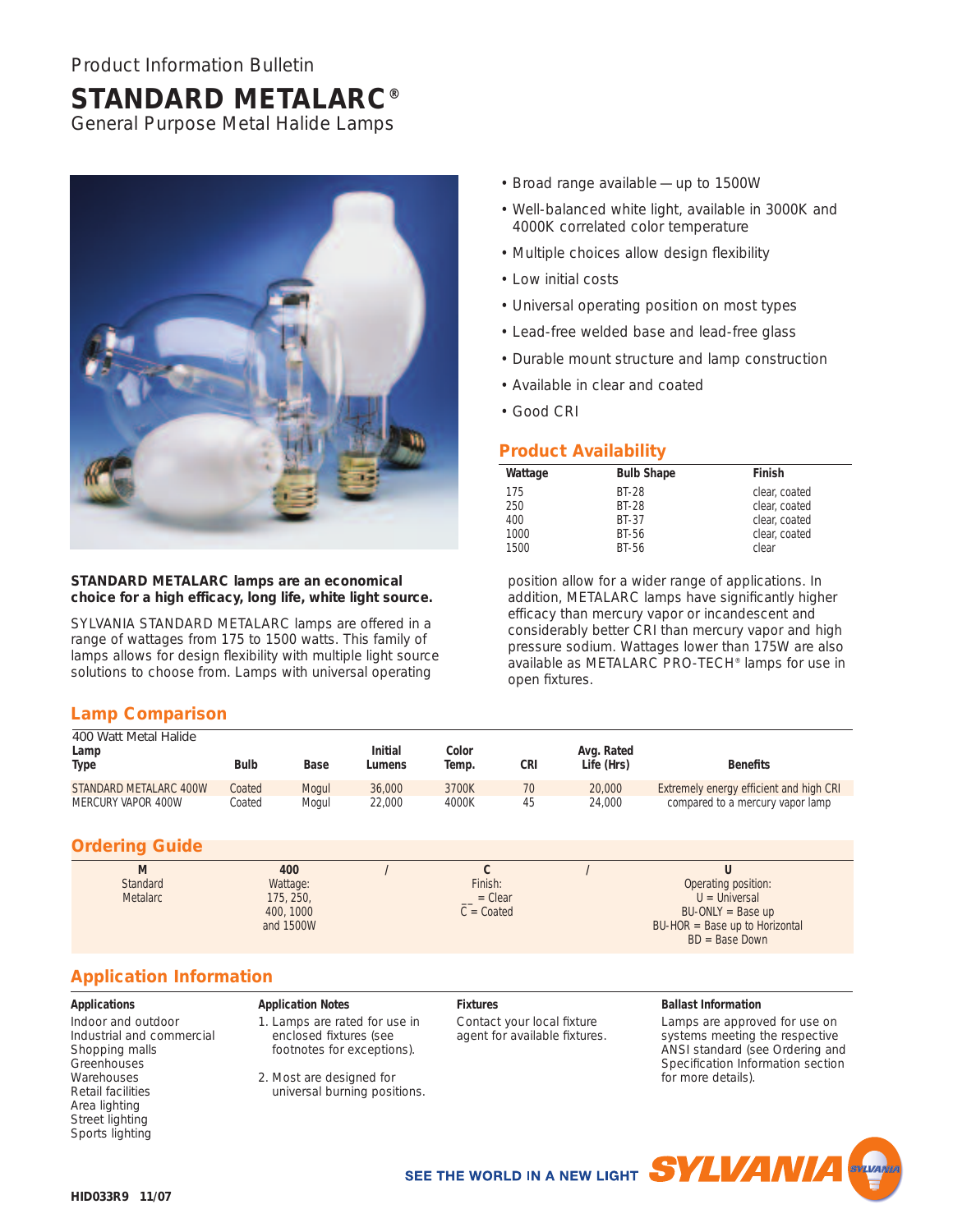Product Information Bulletin

# STANDARD METALARC®

General Purpose Metal Halide Lamps

- Broad range available — up to 1500W
- Well-balanced white light, available in 3000K and 4000K correlated color temperature
- Multiple choices allow design flexibility
- Low initial costs
- Universal operating position on most types
- Lead-free welded base and lead-free glass
- Durable mount structure and lamp construction
- Available in clear and coated
- Good CRI

## Product Availability

| Wattage | Bulb Shape | Finish |
|---|---|---|
| 175 | BT-28 | clear, coated |
| 250 | BT-28 | clear, coated |
| 400 | BT-37 | clear, coated |
| 1000 | BT-56 | clear, coated |
| 1500 | BT-56 | clear |

**STANDARD METALARC lamps are an economical choice for a high efficacy, long life, white light source.**

SYLVANIA STANDARD METALARC lamps are offered in a range of wattages from 175 to 1500 watts. This family of lamps allows for design flexibility with multiple light source solutions to choose from. Lamps with universal operating position allow for a wider range of applications. In addition, METALARC lamps have significantly higher efficacy than mercury vapor or incandescent and considerably better CRI than mercury vapor and high pressure sodium. Wattages lower than 175W are also available as METALARC PRO-TECH® lamps for use in open fixtures.

## Lamp Comparison

| 400 Watt Metal Halide Lamp Type | Bulb | Base | Initial Lumens | Color Temp. | CRI | Avg. Rated Life (Hrs) | Benefits |
|---|---|---|---|---|---|---|---|
| STANDARD METALARC 400W | Coated | Mogul | 36,000 | 3700K | 70 | 20,000 | Extremely energy efficient and high CRI |
| MERCURY VAPOR 400W | Coated | Mogul | 22,000 | 4000K | 45 | 24,000 | compared to a mercury vapor lamp |

## Ordering Guide

| M | 400 | / | C | / | U |
|---|---|---|---|---|---|
| Standard Metalarc | Wattage: 175, 250, 400, 1000 and 1500W | | Finish: __ = Clear C = Coated | | Operating position: U = Universal BU-ONLY = Base up BU-HOR = Base up to Horizontal BD = Base Down |

## Application Information

**Applications**

Indoor and outdoor
Industrial and commercial
Shopping malls
Greenhouses
Warehouses
Retail facilities
Area lighting
Street lighting
Sports lighting

**Application Notes**

1. Lamps are rated for use in enclosed fixtures (see footnotes for exceptions).
2. Most are designed for universal burning positions.

**Fixtures**

Contact your local fixture agent for available fixtures.

**Ballast Information**

Lamps are approved for use on systems meeting the respective ANSI standard (see Ordering and Specification Information section for more details).

SEE THE WORLD IN A NEW LIGHT SYLVANIA

HID033R9 11/07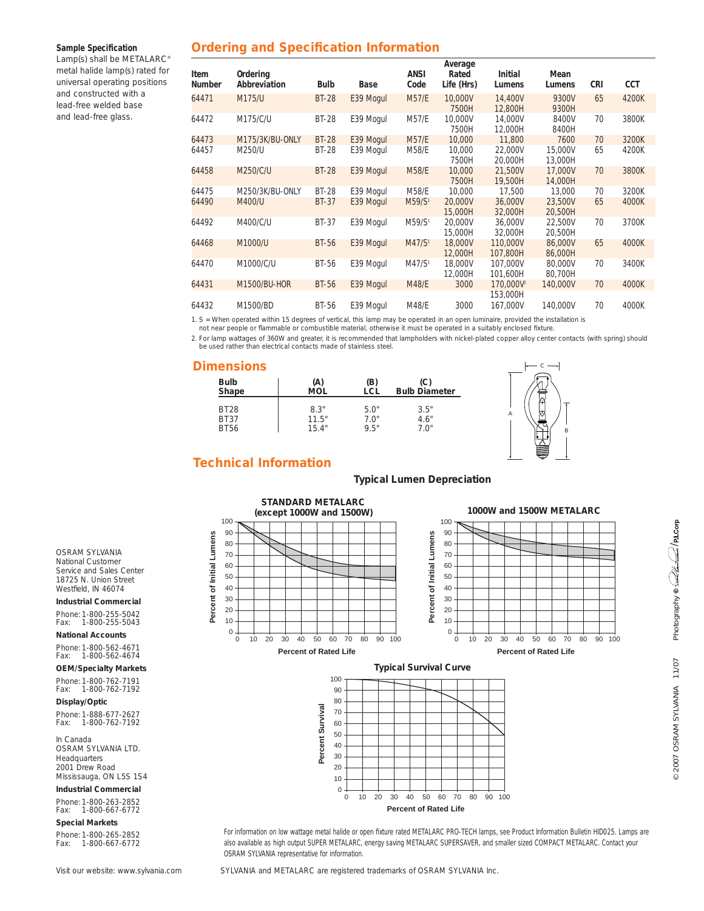**Sample Specification**

Lamp(s) shall be METALARC® metal halide lamp(s) rated for universal operating positions and constructed with a lead-free welded base and lead-free glass.

## Ordering and Specification Information

| Item Number | Ordering Abbreviation | Bulb | Base | ANSI Code | Average Rated Life (Hrs) | Initial Lumens | Mean Lumens | CRI | CCT |
|---|---|---|---|---|---|---|---|---|---|
| 64471 | M175/U | BT-28 | E39 Mogul | M57/E | 10,000V 7500H | 14,400V 12,800H | 9300V 9300H | 65 | 4200K |
| 64472 | M175/C/U | BT-28 | E39 Mogul | M57/E | 10,000V 7500H | 14,000V 12,000H | 8400V 8400H | 70 | 3800K |
| 64473 | M175/3K/BU-ONLY | BT-28 | E39 Mogul | M57/E | 10,000 | 11,800 | 7600 | 70 | 3200K |
| 64457 | M250/U | BT-28 | E39 Mogul | M58/E | 10,000 7500H | 22,000V 20,000H | 15,000V 13,000H | 65 | 4200K |
| 64458 | M250/C/U | BT-28 | E39 Mogul | M58/E | 10,000 7500H | 21,500V 19,500H | 17,000V 14,000H | 70 | 3800K |
| 64475 | M250/3K/BU-ONLY | BT-28 | E39 Mogul | M58/E | 10,000 | 17,500 | 13,000 | 70 | 3200K |
| 64490 | M400/U | BT-37 | E39 Mogul | M59/S[1] | 20,000V 15,000H | 36,000V 32,000H | 23,500V 20,500H | 65 | 4000K |
| 64492 | M400/C/U | BT-37 | E39 Mogul | M59/S[1] | 20,000V 15,000H | 36,000V 32,000H | 22,500V 20,500H | 70 | 3700K |
| 64468 | M1000/U | BT-56 | E39 Mogul | M47/S[1] | 18,000V 12,000H | 110,000V 107,800H | 86,000V 86,000H | 65 | 4000K |
| 64470 | M1000/C/U | BT-56 | E39 Mogul | M47/S[1] | 18,000V 12,000H | 107,000V 101,600H | 80,000V 80,700H | 70 | 3400K |
| 64431 | M1500/BU-HOR | BT-56 | E39 Mogul | M48/E | 3000 | 170,000V[2] 153,000H | 140,000V | 70 | 4000K |
| 64432 | M1500/BD | BT-56 | E39 Mogul | M48/E | 3000 | 167,000V | 140,000V | 70 | 4000K |

1. S = When operated within 15 degrees of vertical, this lamp may be operated in an open luminaire, provided the installation is not near people or flammable or combustible material, otherwise it must be operated in a suitably enclosed fixture.

2. For lamp wattages of 360W and greater, it is recommended that lampholders with nickel-plated copper alloy center contacts (with spring) should be used rather than electrical contacts made of stainless steel.

## Dimensions

| Bulb Shape | (A) MOL | (B) LCL | (C) Bulb Diameter |
|---|---|---|---|
| BT28 | 8.3" | 5.0" | 3.5" |
| BT37 | 11.5" | 7.0" | 4.6" |
| BT56 | 15.4" | 9.5" | 7.0" |

C
A
B

## Technical Information

### Typical Lumen Depreciation

**STANDARD METALARC (except 1000W and 1500W)**

Percent of Initial Lumens
Percent of Rated Life

**1000W and 1500W METALARC**

Percent of Initial Lumens
Percent of Rated Life

### Typical Survival Curve

Percent Survival
Percent of Rated Life

For information on low wattage metal halide or open fixture rated METALARC PRO-TECH lamps, see Product Information Bulletin HID025. Lamps are also available as high output SUPER METALARC, energy saving METALARC SUPERSAVER, and smaller sized COMPACT METALARC. Contact your OSRAM SYLVANIA representative for information.

OSRAM SYLVANIA
National Customer Service and Sales Center
18725 N. Union Street
Westfield, IN 46074

**Industrial Commercial**
Phone: 1-800-255-5042
Fax: 1-800-255-5043

**National Accounts**
Phone: 1-800-562-4671
Fax: 1-800-562-4674

**OEM/Specialty Markets**
Phone: 1-800-762-7191
Fax: 1-800-762-7192

**Display/Optic**
Phone: 1-888-677-2627
Fax: 1-800-762-7192

In Canada
OSRAM SYLVANIA LTD.
Headquarters
2001 Drew Road
Mississauga, ON L5S 1S4

**Industrial Commercial**
Phone: 1-800-263-2852
Fax: 1-800-667-6772

**Special Markets**
Phone: 1-800-265-2852
Fax: 1-800-667-6772

Visit our website: www.sylvania.com

SYLVANIA and METALARC are registered trademarks of OSRAM SYLVANIA Inc.

© 2007 OSRAM SYLVANIA 11/07 Photography © P.I.Corp